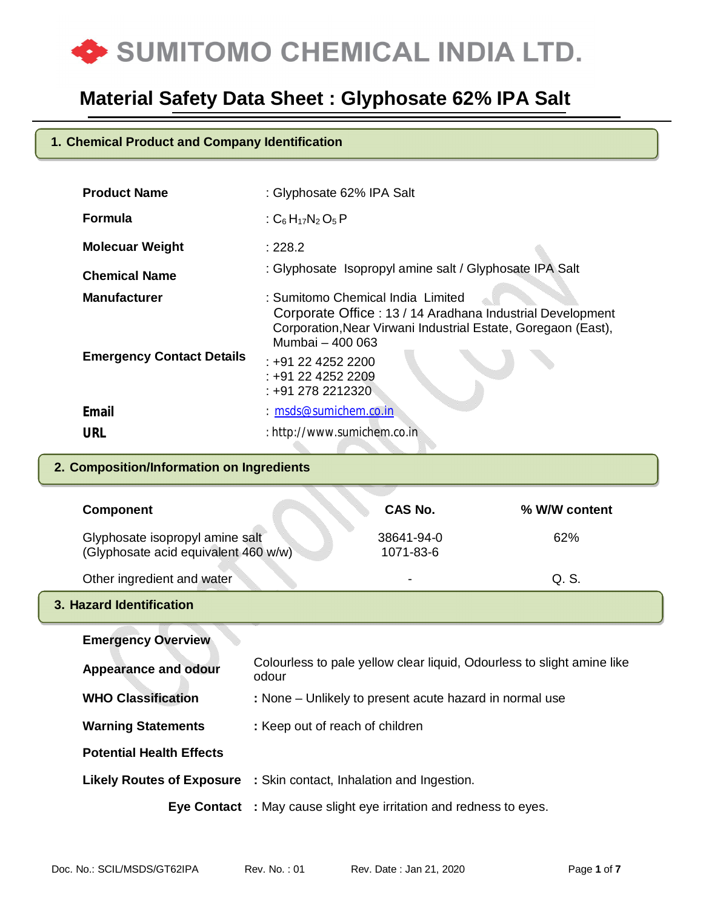# SUMITOMO CHEMICAL INDIA LTD.

## Material Safety Data Sheet : Glyphosate 62% IPA Salt

### 1. Chemical Product and Company Identification

| | |
|---|---|
| **Product Name** | : Glyphosate 62% IPA Salt |
| **Formula** | : $C_6H_{17}N_2O_5P$ |
| **Molecuar Weight** | : 228.2 |
| **Chemical Name** | : Glyphosate Isopropyl amine salt / Glyphosate IPA Salt |
| **Manufacturer** | : Sumitomo Chemical India Limited<br>Corporate Office : 13 / 14 Aradhana Industrial Development Corporation,Near Virwani Industrial Estate, Goregaon (East), Mumbai – 400 063 |
| **Emergency Contact Details** | : +91 22 4252 2200<br>: +91 22 4252 2209<br>: +91 278 2212320 |
| **Email** | : msds@sumichem.co.in |
| **URL** | : http://www.sumichem.co.in |

### 2. Composition/Information on Ingredients

| Component | CAS No. | % W/W content |
|---|---|---|
| Glyphosate isopropyl amine salt<br>(Glyphosate acid equivalent 460 w/w) | 38641-94-0<br>1071-83-6 | 62% |
| Other ingredient and water | - | Q. S. |

### 3. Hazard Identification

**Emergency Overview**

| | |
|---|---|
| **Appearance and odour** | Colourless to pale yellow clear liquid, Odourless to slight amine like odour |
| **WHO Classification** | : None – Unlikely to present acute hazard in normal use |
| **Warning Statements** | : Keep out of reach of children |

**Potential Health Effects**

| | |
|---|---|
| **Likely Routes of Exposure** | : Skin contact, Inhalation and Ingestion. |
| **Eye Contact** | : May cause slight eye irritation and redness to eyes. |

Doc. No.: SCIL/MSDS/GT62IPA Rev. No. : 01 Rev. Date : Jan 21, 2020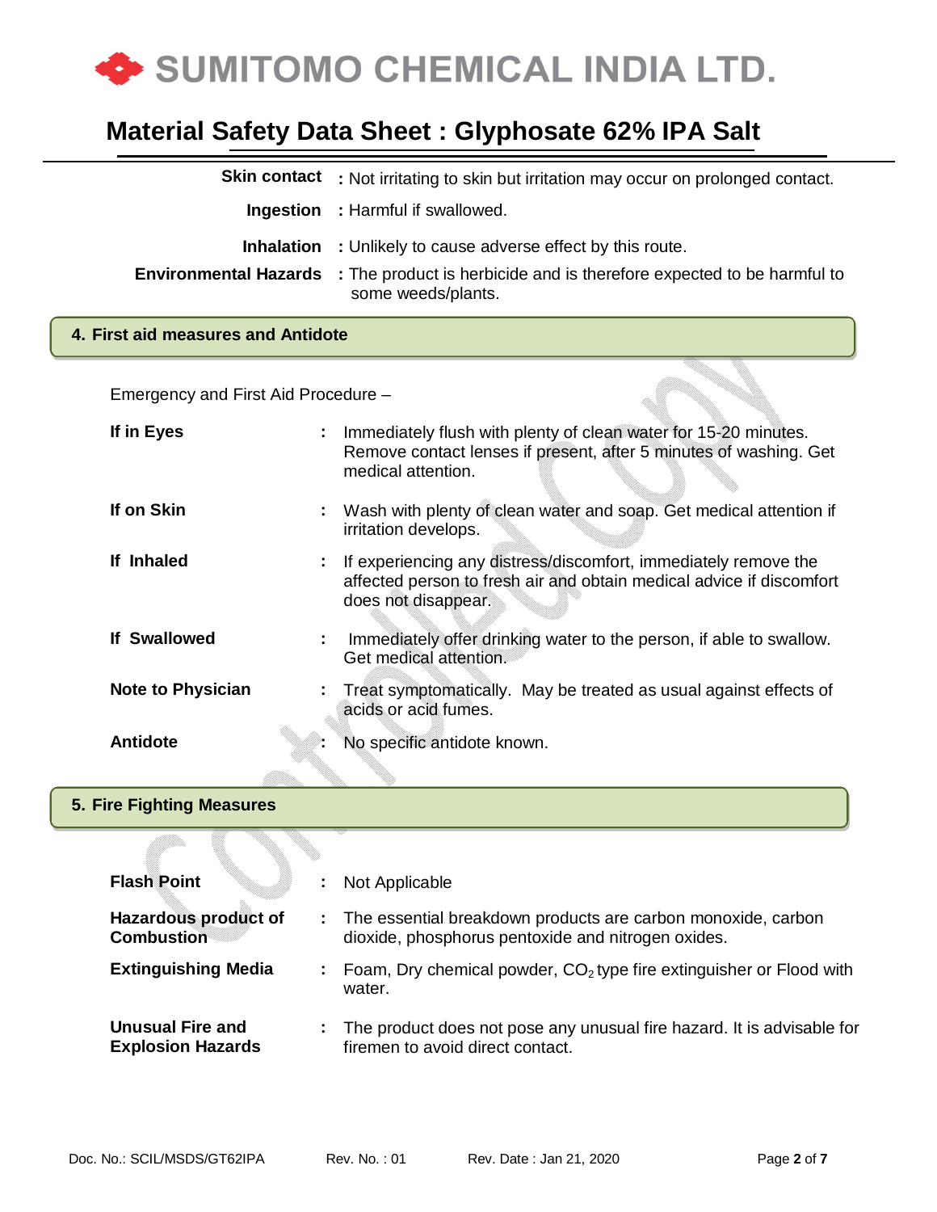**Skin contact** : Not irritating to skin but irritation may occur on prolonged contact.

**Ingestion** : Harmful if swallowed.

**Inhalation** : Unlikely to cause adverse effect by this route.

**Environmental Hazards** : The product is herbicide and is therefore expected to be harmful to some weeds/plants.

## 4. First aid measures and Antidote

Emergency and First Aid Procedure –

**If in Eyes** : Immediately flush with plenty of clean water for 15-20 minutes. Remove contact lenses if present, after 5 minutes of washing. Get medical attention.

**If on Skin** : Wash with plenty of clean water and soap. Get medical attention if irritation develops.

**If Inhaled** : If experiencing any distress/discomfort, immediately remove the affected person to fresh air and obtain medical advice if discomfort does not disappear.

**If Swallowed** : Immediately offer drinking water to the person, if able to swallow. Get medical attention.

**Note to Physician** : Treat symptomatically. May be treated as usual against effects of acids or acid fumes.

**Antidote** : No specific antidote known.

## 5. Fire Fighting Measures

**Flash Point** : Not Applicable

**Hazardous product of Combustion** : The essential breakdown products are carbon monoxide, carbon dioxide, phosphorus pentoxide and nitrogen oxides.

**Extinguishing Media** : Foam, Dry chemical powder, $CO_2$ type fire extinguisher or Flood with water.

**Unusual Fire and Explosion Hazards** : The product does not pose any unusual fire hazard. It is advisable for firemen to avoid direct contact.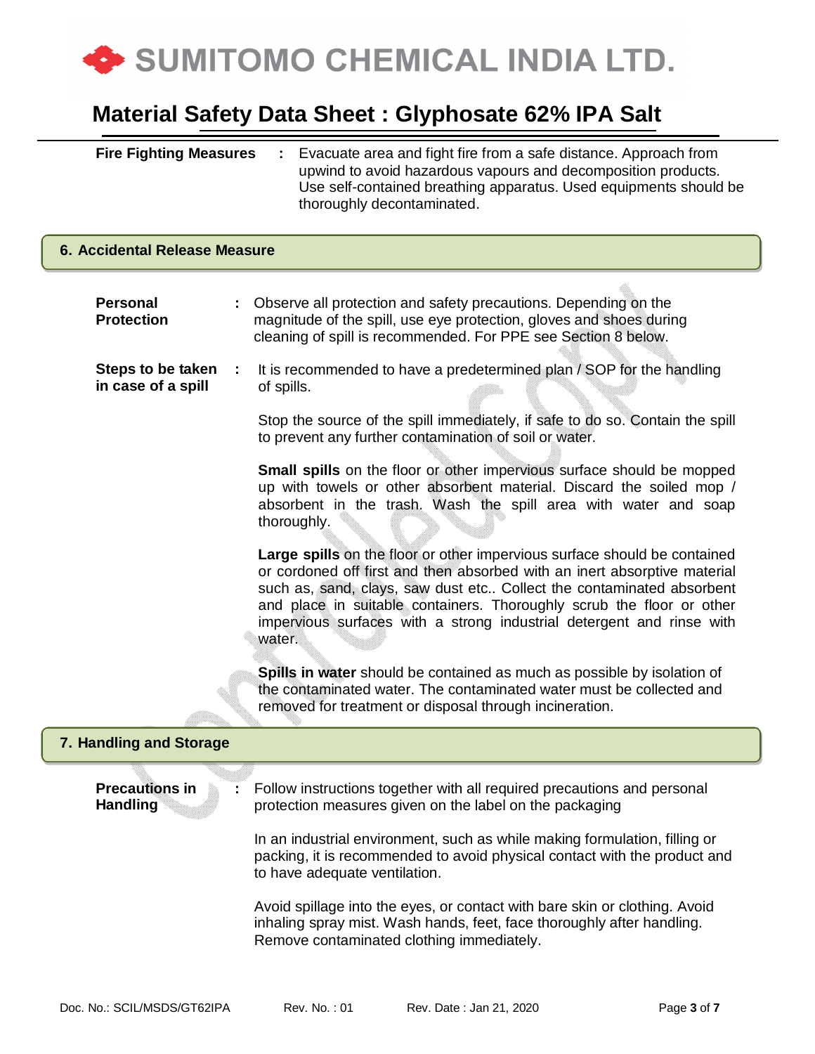**Fire Fighting Measures** : Evacuate area and fight fire from a safe distance. Approach from upwind to avoid hazardous vapours and decomposition products. Use self-contained breathing apparatus. Used equipments should be thoroughly decontaminated.

## 6. Accidental Release Measure

**Personal Protection** : Observe all protection and safety precautions. Depending on the magnitude of the spill, use eye protection, gloves and shoes during cleaning of spill is recommended. For PPE see Section 8 below.

**Steps to be taken in case of a spill** : It is recommended to have a predetermined plan / SOP for the handling of spills.

Stop the source of the spill immediately, if safe to do so. Contain the spill to prevent any further contamination of soil or water.

**Small spills** on the floor or other impervious surface should be mopped up with towels or other absorbent material. Discard the soiled mop / absorbent in the trash. Wash the spill area with water and soap thoroughly.

**Large spills** on the floor or other impervious surface should be contained or cordoned off first and then absorbed with an inert absorptive material such as, sand, clays, saw dust etc.. Collect the contaminated absorbent and place in suitable containers. Thoroughly scrub the floor or other impervious surfaces with a strong industrial detergent and rinse with water.

**Spills in water** should be contained as much as possible by isolation of the contaminated water. The contaminated water must be collected and removed for treatment or disposal through incineration.

## 7. Handling and Storage

**Precautions in Handling** : Follow instructions together with all required precautions and personal protection measures given on the label on the packaging

In an industrial environment, such as while making formulation, filling or packing, it is recommended to avoid physical contact with the product and to have adequate ventilation.

Avoid spillage into the eyes, or contact with bare skin or clothing. Avoid inhaling spray mist. Wash hands, feet, face thoroughly after handling. Remove contaminated clothing immediately.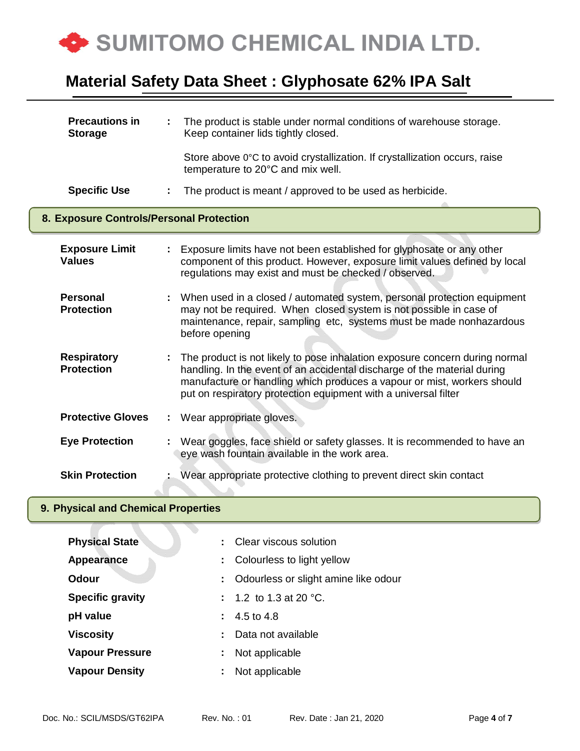**Precautions in Storage** : The product is stable under normal conditions of warehouse storage. Keep container lids tightly closed.

Store above 0°C to avoid crystallization. If crystallization occurs, raise temperature to 20°C and mix well.

**Specific Use** : The product is meant / approved to be used as herbicide.

## 8. Exposure Controls/Personal Protection

**Exposure Limit Values** : Exposure limits have not been established for glyphosate or any other component of this product. However, exposure limit values defined by local regulations may exist and must be checked / observed.

**Personal Protection** : When used in a closed / automated system, personal protection equipment may not be required. When closed system is not possible in case of maintenance, repair, sampling etc, systems must be made nonhazardous before opening

**Respiratory Protection** : The product is not likely to pose inhalation exposure concern during normal handling. In the event of an accidental discharge of the material during manufacture or handling which produces a vapour or mist, workers should put on respiratory protection equipment with a universal filter

**Protective Gloves** : Wear appropriate gloves.

**Eye Protection** : Wear goggles, face shield or safety glasses. It is recommended to have an eye wash fountain available in the work area.

**Skin Protection** : Wear appropriate protective clothing to prevent direct skin contact

## 9. Physical and Chemical Properties

| | |
|---|---|
| **Physical State** | Clear viscous solution |
| **Appearance** | Colourless to light yellow |
| **Odour** | Odourless or slight amine like odour |
| **Specific gravity** | 1.2 to 1.3 at 20 °C. |
| **pH value** | 4.5 to 4.8 |
| **Viscosity** | Data not available |
| **Vapour Pressure** | Not applicable |
| **Vapour Density** | Not applicable |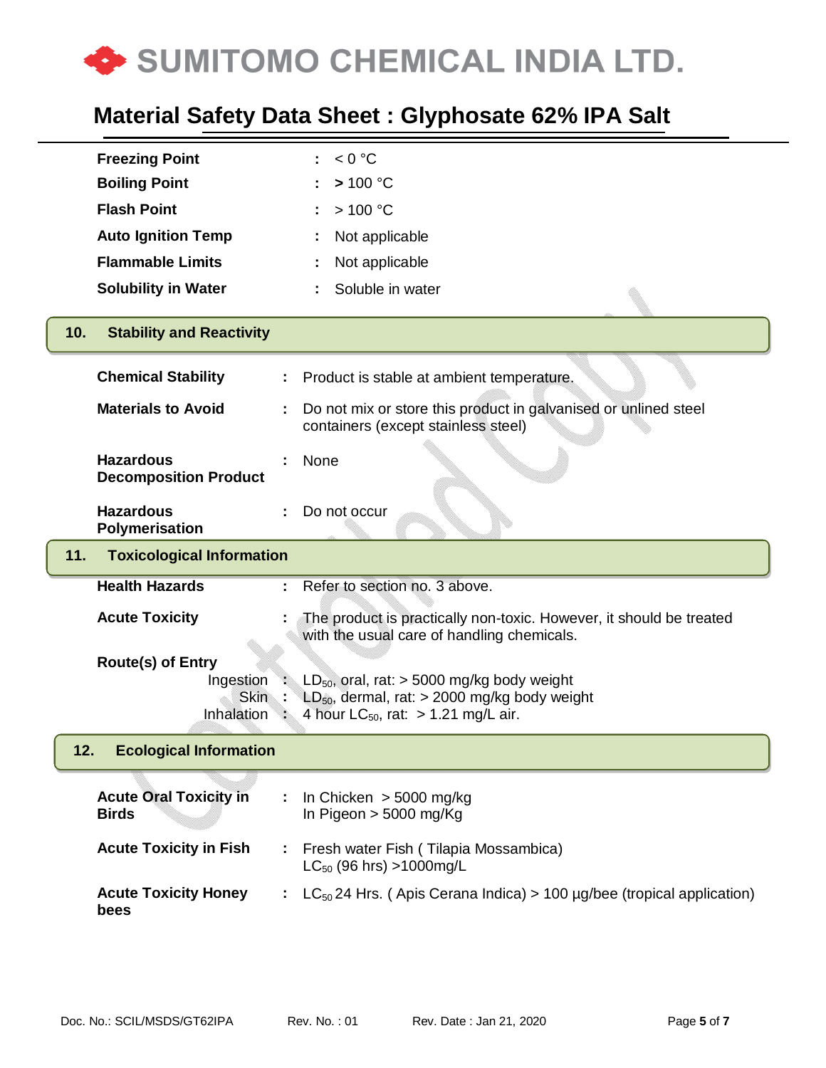| | | |
|---|---|---|
| **Freezing Point** | : | < 0 °C |
| **Boiling Point** | : | **>** 100 °C |
| **Flash Point** | : | > 100 °C |
| **Auto Ignition Temp** | : | Not applicable |
| **Flammable Limits** | : | Not applicable |
| **Solubility in Water** | : | Soluble in water |

## 10. Stability and Reactivity

| | | |
|---|---|---|
| **Chemical Stability** | : | Product is stable at ambient temperature. |
| **Materials to Avoid** | : | Do not mix or store this product in galvanised or unlined steel containers (except stainless steel) |
| **Hazardous Decomposition Product** | : | None |
| **Hazardous Polymerisation** | : | Do not occur |

## 11. Toxicological Information

| | | |
|---|---|---|
| **Health Hazards** | : | Refer to section no. 3 above. |
| **Acute Toxicity** | : | The product is practically non-toxic. However, it should be treated with the usual care of handling chemicals. |
| **Route(s) of Entry** | | |
| Ingestion | : | $LD_{50}$, oral, rat: > 5000 mg/kg body weight |
| Skin | : | $LD_{50}$, dermal, rat: > 2000 mg/kg body weight |
| Inhalation | : | 4 hour $LC_{50}$, rat: > 1.21 mg/L air. |

## 12. Ecological Information

| | | |
|---|---|---|
| **Acute Oral Toxicity in Birds** | : | In Chicken > 5000 mg/kg<br>In Pigeon > 5000 mg/Kg |
| **Acute Toxicity in Fish** | : | Fresh water Fish ( Tilapia Mossambica)<br>$LC_{50}$ (96 hrs) >1000mg/L |
| **Acute Toxicity Honey bees** | : | $LC_{50}$ 24 Hrs. ( Apis Cerana Indica) > 100 µg/bee (tropical application) |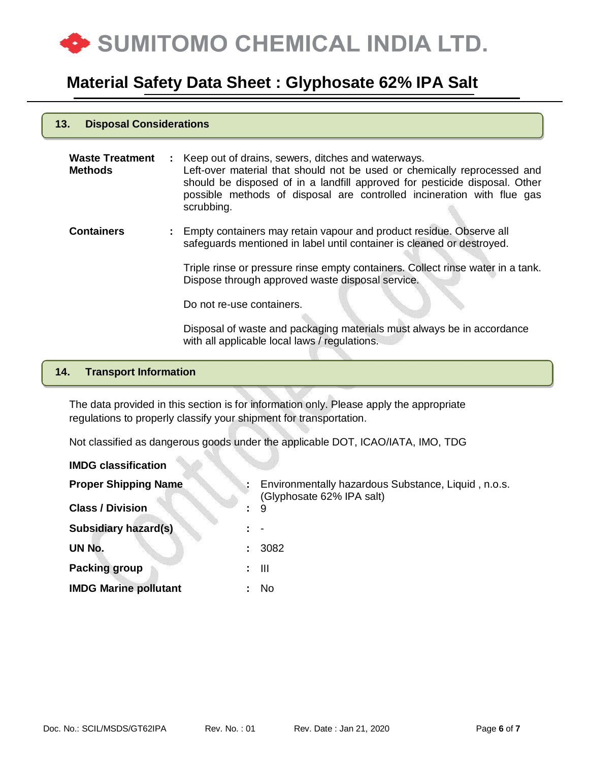## 13. Disposal Considerations

| | | |
|---|---|---|
| **Waste Treatment Methods** | : | Keep out of drains, sewers, ditches and waterways. Left-over material that should not be used or chemically reprocessed and should be disposed of in a landfill approved for pesticide disposal. Other possible methods of disposal are controlled incineration with flue gas scrubbing. |
| **Containers** | : | Empty containers may retain vapour and product residue. Observe all safeguards mentioned in label until container is cleaned or destroyed. |
| | | Triple rinse or pressure rinse empty containers. Collect rinse water in a tank. Dispose through approved waste disposal service. |
| | | Do not re-use containers. |
| | | Disposal of waste and packaging materials must always be in accordance with all applicable local laws / regulations. |

## 14. Transport Information

The data provided in this section is for information only. Please apply the appropriate regulations to properly classify your shipment for transportation.

Not classified as dangerous goods under the applicable DOT, ICAO/IATA, IMO, TDG

**IMDG classification**

| | | |
|---|---|---|
| **Proper Shipping Name** | : | Environmentally hazardous Substance, Liquid , n.o.s. (Glyphosate 62% IPA salt) |
| **Class / Division** | : | 9 |
| **Subsidiary hazard(s)** | : | - |
| **UN No.** | : | 3082 |
| **Packing group** | : | III |
| **IMDG Marine pollutant** | : | No |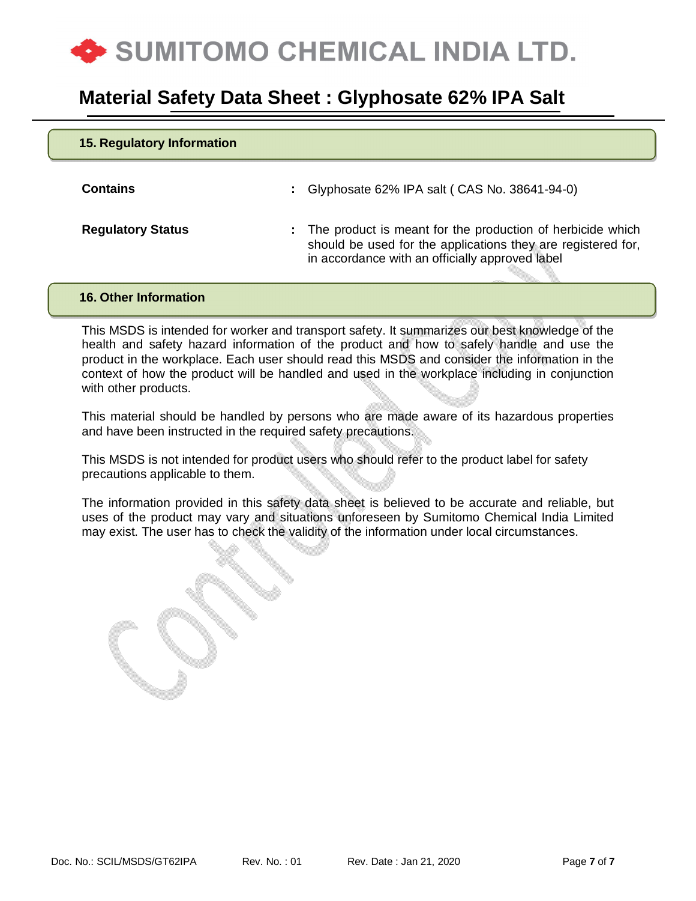## 15. Regulatory Information

| | |
|---|---|
| **Contains** | Glyphosate 62% IPA salt ( CAS No. 38641-94-0) |
| **Regulatory Status** | The product is meant for the production of herbicide which should be used for the applications they are registered for, in accordance with an officially approved label |

## 16. Other Information

This MSDS is intended for worker and transport safety. It summarizes our best knowledge of the health and safety hazard information of the product and how to safely handle and use the product in the workplace. Each user should read this MSDS and consider the information in the context of how the product will be handled and used in the workplace including in conjunction with other products.

This material should be handled by persons who are made aware of its hazardous properties and have been instructed in the required safety precautions.

This MSDS is not intended for product users who should refer to the product label for safety precautions applicable to them.

The information provided in this safety data sheet is believed to be accurate and reliable, but uses of the product may vary and situations unforeseen by Sumitomo Chemical India Limited may exist. The user has to check the validity of the information under local circumstances.